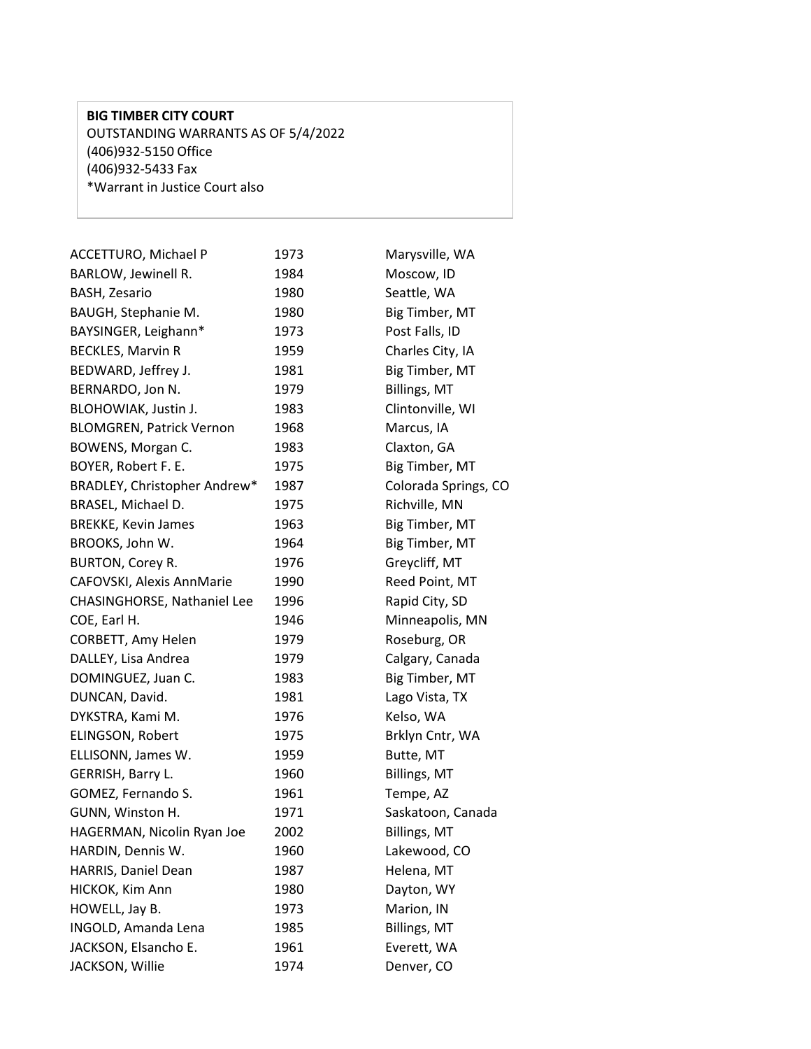**BIG TIMBER CITY COURT**
OUTSTANDING WARRANTS AS OF 5/4/2022
(406)932-5150 Office
(406)932-5433 Fax
*Warrant in Justice Court also

| | | |
|---|---|---|
| ACCETTURO, Michael P | 1973 | Marysville, WA |
| BARLOW, Jewinell R. | 1984 | Moscow, ID |
| BASH, Zesario | 1980 | Seattle, WA |
| BAUGH, Stephanie M. | 1980 | Big Timber, MT |
| BAYSINGER, Leighann* | 1973 | Post Falls, ID |
| BECKLES, Marvin R | 1959 | Charles City, IA |
| BEDWARD, Jeffrey J. | 1981 | Big Timber, MT |
| BERNARDO, Jon N. | 1979 | Billings, MT |
| BLOHOWIAK, Justin J. | 1983 | Clintonville, WI |
| BLOMGREN, Patrick Vernon | 1968 | Marcus, IA |
| BOWENS, Morgan C. | 1983 | Claxton, GA |
| BOYER, Robert F. E. | 1975 | Big Timber, MT |
| BRADLEY, Christopher Andrew* | 1987 | Colorada Springs, CO |
| BRASEL, Michael D. | 1975 | Richville, MN |
| BREKKE, Kevin James | 1963 | Big Timber, MT |
| BROOKS, John W. | 1964 | Big Timber, MT |
| BURTON, Corey R. | 1976 | Greycliff, MT |
| CAFOVSKI, Alexis AnnMarie | 1990 | Reed Point, MT |
| CHASINGHORSE, Nathaniel Lee | 1996 | Rapid City, SD |
| COE, Earl H. | 1946 | Minneapolis, MN |
| CORBETT, Amy Helen | 1979 | Roseburg, OR |
| DALLEY, Lisa Andrea | 1979 | Calgary, Canada |
| DOMINGUEZ, Juan C. | 1983 | Big Timber, MT |
| DUNCAN, David. | 1981 | Lago Vista, TX |
| DYKSTRA, Kami M. | 1976 | Kelso, WA |
| ELINGSON, Robert | 1975 | Brklyn Cntr, WA |
| ELLISONN, James W. | 1959 | Butte, MT |
| GERRISH, Barry L. | 1960 | Billings, MT |
| GOMEZ, Fernando S. | 1961 | Tempe, AZ |
| GUNN, Winston H. | 1971 | Saskatoon, Canada |
| HAGERMAN, Nicolin Ryan Joe | 2002 | Billings, MT |
| HARDIN, Dennis W. | 1960 | Lakewood, CO |
| HARRIS, Daniel Dean | 1987 | Helena, MT |
| HICKOK, Kim Ann | 1980 | Dayton, WY |
| HOWELL, Jay B. | 1973 | Marion, IN |
| INGOLD, Amanda Lena | 1985 | Billings, MT |
| JACKSON, Elsancho E. | 1961 | Everett, WA |
| JACKSON, Willie | 1974 | Denver, CO |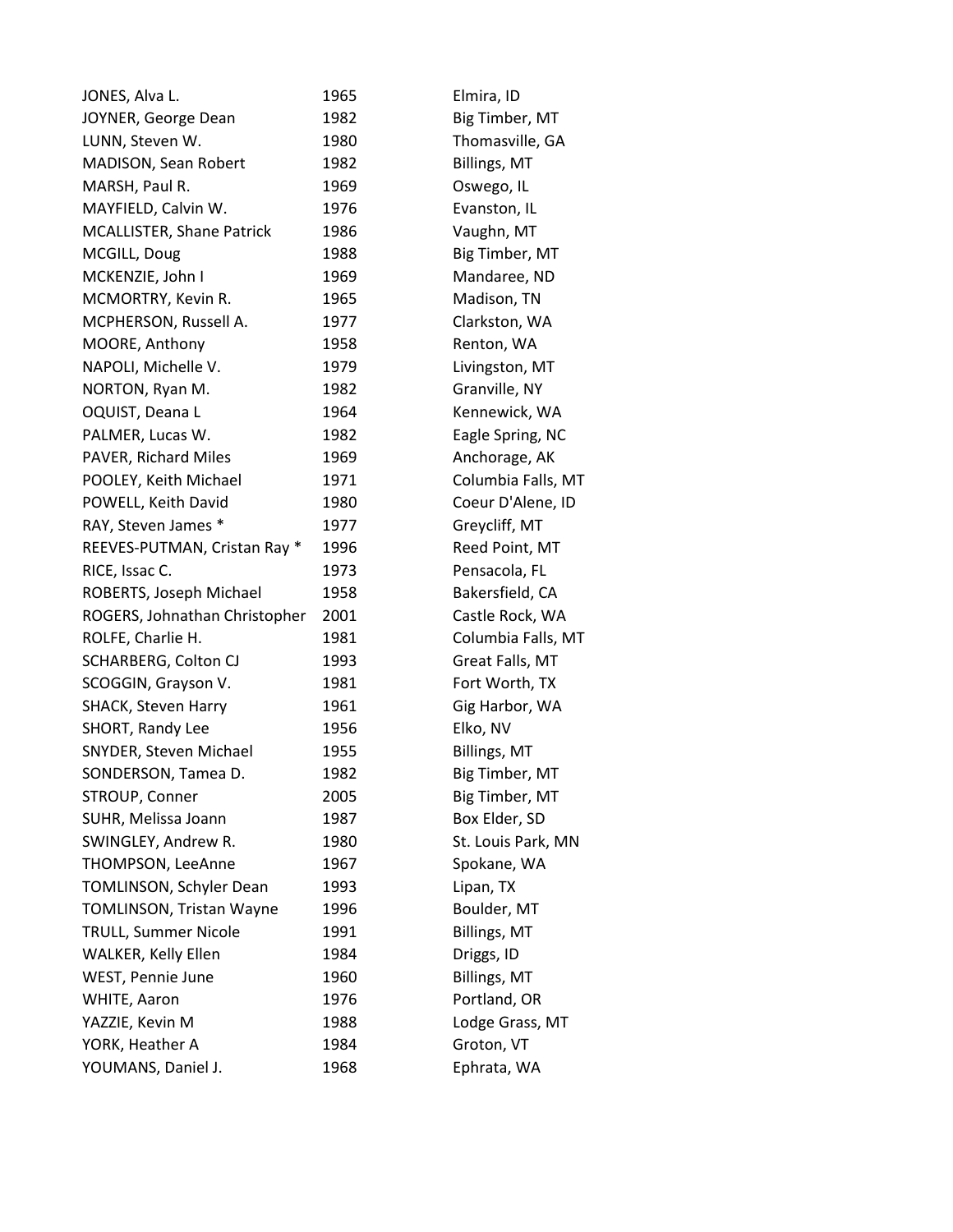| | | |
|---|---|---|
| JONES, Alva L. | 1965 | Elmira, ID |
| JOYNER, George Dean | 1982 | Big Timber, MT |
| LUNN, Steven W. | 1980 | Thomasville, GA |
| MADISON, Sean Robert | 1982 | Billings, MT |
| MARSH, Paul R. | 1969 | Oswego, IL |
| MAYFIELD, Calvin W. | 1976 | Evanston, IL |
| MCALLISTER, Shane Patrick | 1986 | Vaughn, MT |
| MCGILL, Doug | 1988 | Big Timber, MT |
| MCKENZIE, John I | 1969 | Mandaree, ND |
| MCMORTRY, Kevin R. | 1965 | Madison, TN |
| MCPHERSON, Russell A. | 1977 | Clarkston, WA |
| MOORE, Anthony | 1958 | Renton, WA |
| NAPOLI, Michelle V. | 1979 | Livingston, MT |
| NORTON, Ryan M. | 1982 | Granville, NY |
| OQUIST, Deana L | 1964 | Kennewick, WA |
| PALMER, Lucas W. | 1982 | Eagle Spring, NC |
| PAVER, Richard Miles | 1969 | Anchorage, AK |
| POOLEY, Keith Michael | 1971 | Columbia Falls, MT |
| POWELL, Keith David | 1980 | Coeur D'Alene, ID |
| RAY, Steven James * | 1977 | Greycliff, MT |
| REEVES-PUTMAN, Cristan Ray * | 1996 | Reed Point, MT |
| RICE, Issac C. | 1973 | Pensacola, FL |
| ROBERTS, Joseph Michael | 1958 | Bakersfield, CA |
| ROGERS, Johnathan Christopher | 2001 | Castle Rock, WA |
| ROLFE, Charlie H. | 1981 | Columbia Falls, MT |
| SCHARBERG, Colton CJ | 1993 | Great Falls, MT |
| SCOGGIN, Grayson V. | 1981 | Fort Worth, TX |
| SHACK, Steven Harry | 1961 | Gig Harbor, WA |
| SHORT, Randy Lee | 1956 | Elko, NV |
| SNYDER, Steven Michael | 1955 | Billings, MT |
| SONDERSON, Tamea D. | 1982 | Big Timber, MT |
| STROUP, Conner | 2005 | Big Timber, MT |
| SUHR, Melissa Joann | 1987 | Box Elder, SD |
| SWINGLEY, Andrew R. | 1980 | St. Louis Park, MN |
| THOMPSON, LeeAnne | 1967 | Spokane, WA |
| TOMLINSON, Schyler Dean | 1993 | Lipan, TX |
| TOMLINSON, Tristan Wayne | 1996 | Boulder, MT |
| TRULL, Summer Nicole | 1991 | Billings, MT |
| WALKER, Kelly Ellen | 1984 | Driggs, ID |
| WEST, Pennie June | 1960 | Billings, MT |
| WHITE, Aaron | 1976 | Portland, OR |
| YAZZIE, Kevin M | 1988 | Lodge Grass, MT |
| YORK, Heather A | 1984 | Groton, VT |
| YOUMANS, Daniel J. | 1968 | Ephrata, WA |